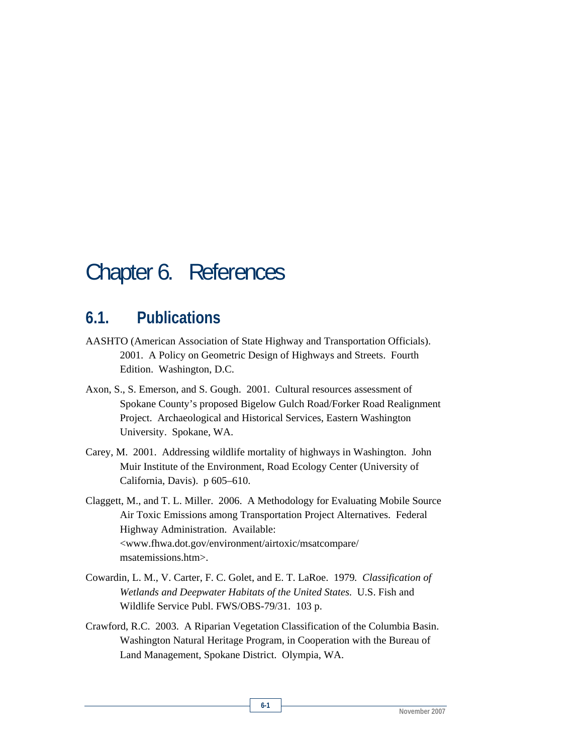# Chapter 6. References

## 6.1. Publications

AASHTO (American Association of State Highway and Transportation Officials). 2001. A Policy on Geometric Design of Highways and Streets. Fourth Edition. Washington, D.C.

Axon, S., S. Emerson, and S. Gough. 2001. Cultural resources assessment of Spokane County's proposed Bigelow Gulch Road/Forker Road Realignment Project. Archaeological and Historical Services, Eastern Washington University. Spokane, WA.

Carey, M. 2001. Addressing wildlife mortality of highways in Washington. John Muir Institute of the Environment, Road Ecology Center (University of California, Davis). p 605–610.

Claggett, M., and T. L. Miller. 2006. A Methodology for Evaluating Mobile Source Air Toxic Emissions among Transportation Project Alternatives. Federal Highway Administration. Available: <www.fhwa.dot.gov/environment/airtoxic/msatcompare/msatemissions.htm>.

Cowardin, L. M., V. Carter, F. C. Golet, and E. T. LaRoe. 1979. *Classification of Wetlands and Deepwater Habitats of the United States.* U.S. Fish and Wildlife Service Publ. FWS/OBS-79/31. 103 p.

Crawford, R.C. 2003. A Riparian Vegetation Classification of the Columbia Basin. Washington Natural Heritage Program, in Cooperation with the Bureau of Land Management, Spokane District. Olympia, WA.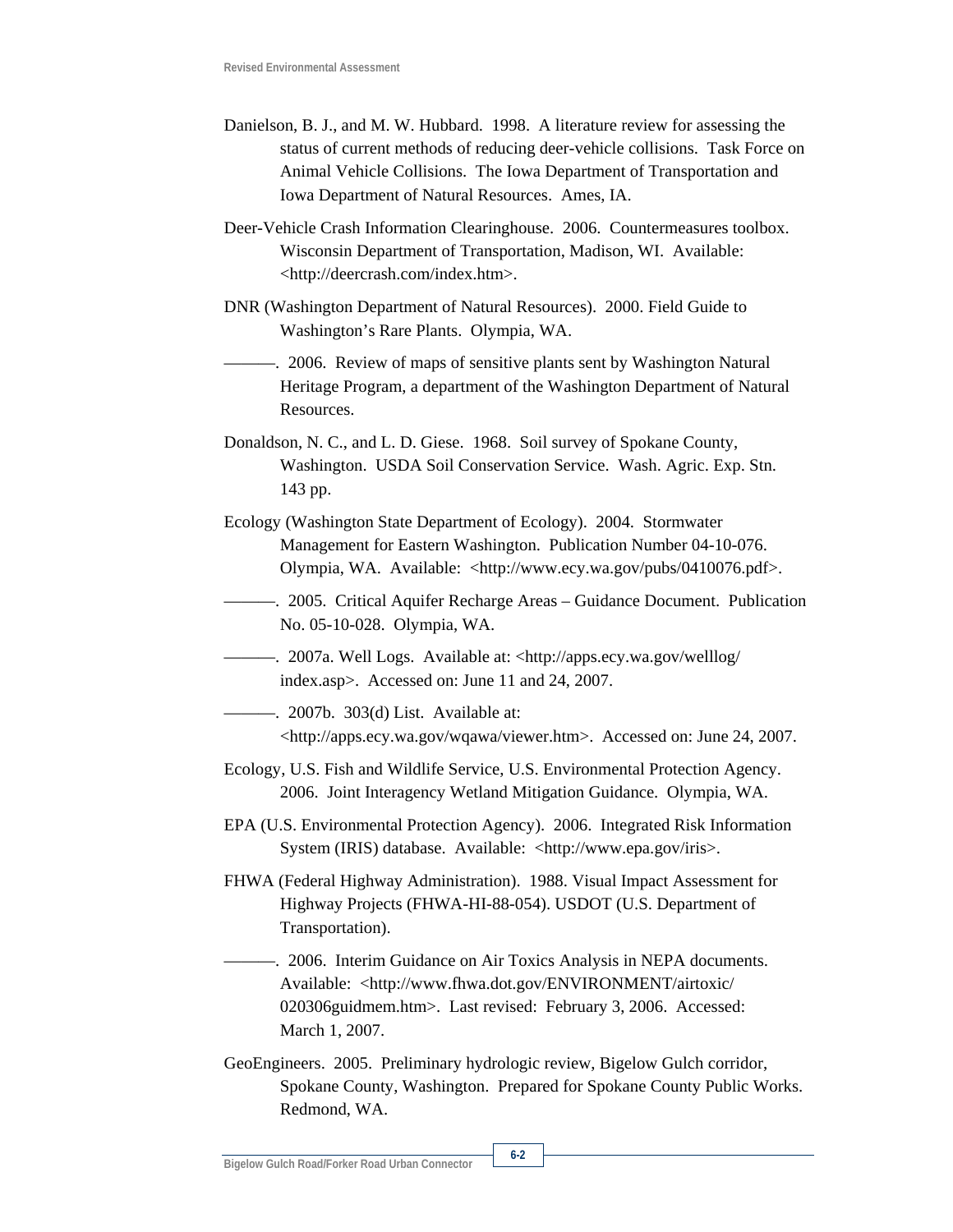Danielson, B. J., and M. W. Hubbard. 1998. A literature review for assessing the status of current methods of reducing deer-vehicle collisions. Task Force on Animal Vehicle Collisions. The Iowa Department of Transportation and Iowa Department of Natural Resources. Ames, IA.

Deer-Vehicle Crash Information Clearinghouse. 2006. Countermeasures toolbox. Wisconsin Department of Transportation, Madison, WI. Available: <http://deercrash.com/index.htm>.

DNR (Washington Department of Natural Resources). 2000. Field Guide to Washington's Rare Plants. Olympia, WA.

———. 2006. Review of maps of sensitive plants sent by Washington Natural Heritage Program, a department of the Washington Department of Natural Resources.

Donaldson, N. C., and L. D. Giese. 1968. Soil survey of Spokane County, Washington. USDA Soil Conservation Service. Wash. Agric. Exp. Stn. 143 pp.

Ecology (Washington State Department of Ecology). 2004. Stormwater Management for Eastern Washington. Publication Number 04-10-076. Olympia, WA. Available: <http://www.ecy.wa.gov/pubs/0410076.pdf>.

———. 2005. Critical Aquifer Recharge Areas – Guidance Document. Publication No. 05-10-028. Olympia, WA.

———. 2007a. Well Logs. Available at: <http://apps.ecy.wa.gov/welllog/index.asp>. Accessed on: June 11 and 24, 2007.

———. 2007b. 303(d) List. Available at: <http://apps.ecy.wa.gov/wqawa/viewer.htm>. Accessed on: June 24, 2007.

Ecology, U.S. Fish and Wildlife Service, U.S. Environmental Protection Agency. 2006. Joint Interagency Wetland Mitigation Guidance. Olympia, WA.

EPA (U.S. Environmental Protection Agency). 2006. Integrated Risk Information System (IRIS) database. Available: <http://www.epa.gov/iris>.

FHWA (Federal Highway Administration). 1988. Visual Impact Assessment for Highway Projects (FHWA-HI-88-054). USDOT (U.S. Department of Transportation).

———. 2006. Interim Guidance on Air Toxics Analysis in NEPA documents. Available: <http://www.fhwa.dot.gov/ENVIRONMENT/airtoxic/020306guidmem.htm>. Last revised: February 3, 2006. Accessed: March 1, 2007.

GeoEngineers. 2005. Preliminary hydrologic review, Bigelow Gulch corridor, Spokane County, Washington. Prepared for Spokane County Public Works. Redmond, WA.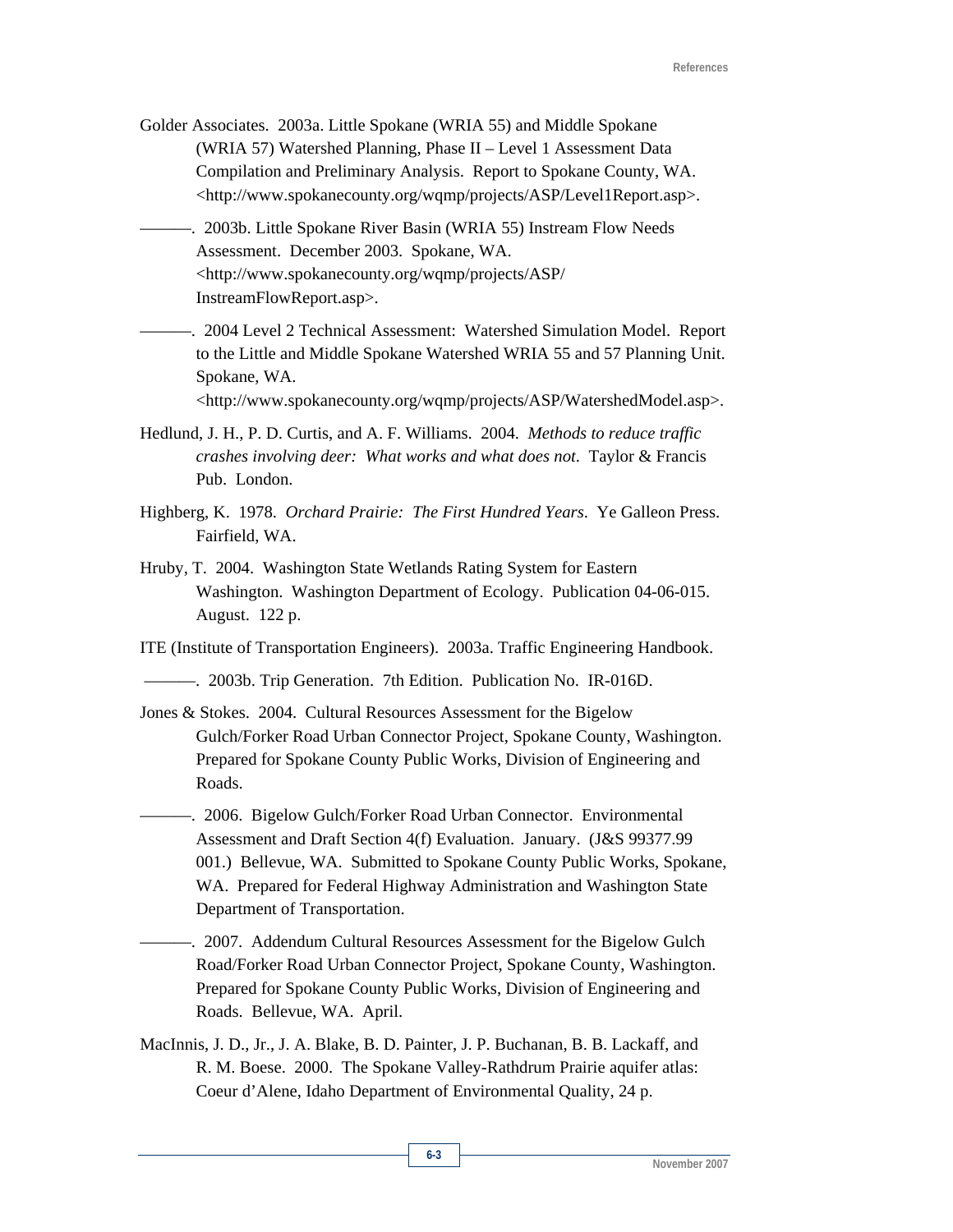Golder Associates. 2003a. Little Spokane (WRIA 55) and Middle Spokane (WRIA 57) Watershed Planning, Phase II – Level 1 Assessment Data Compilation and Preliminary Analysis. Report to Spokane County, WA. <http://www.spokanecounty.org/wqmp/projects/ASP/Level1Report.asp>.

———. 2003b. Little Spokane River Basin (WRIA 55) Instream Flow Needs Assessment. December 2003. Spokane, WA. <http://www.spokanecounty.org/wqmp/projects/ASP/InstreamFlowReport.asp>.

———. 2004 Level 2 Technical Assessment: Watershed Simulation Model. Report to the Little and Middle Spokane Watershed WRIA 55 and 57 Planning Unit. Spokane, WA. <http://www.spokanecounty.org/wqmp/projects/ASP/WatershedModel.asp>.

Hedlund, J. H., P. D. Curtis, and A. F. Williams. 2004. *Methods to reduce traffic crashes involving deer: What works and what does not*. Taylor & Francis Pub. London.

Highberg, K. 1978. *Orchard Prairie: The First Hundred Years*. Ye Galleon Press. Fairfield, WA.

Hruby, T. 2004. Washington State Wetlands Rating System for Eastern Washington. Washington Department of Ecology. Publication 04-06-015. August. 122 p.

ITE (Institute of Transportation Engineers). 2003a. Traffic Engineering Handbook.

———. 2003b. Trip Generation. 7th Edition. Publication No. IR-016D.

Jones & Stokes. 2004. Cultural Resources Assessment for the Bigelow Gulch/Forker Road Urban Connector Project, Spokane County, Washington. Prepared for Spokane County Public Works, Division of Engineering and Roads.

———. 2006. Bigelow Gulch/Forker Road Urban Connector. Environmental Assessment and Draft Section 4(f) Evaluation. January. (J&S 99377.99 001.) Bellevue, WA. Submitted to Spokane County Public Works, Spokane, WA. Prepared for Federal Highway Administration and Washington State Department of Transportation.

———. 2007. Addendum Cultural Resources Assessment for the Bigelow Gulch Road/Forker Road Urban Connector Project, Spokane County, Washington. Prepared for Spokane County Public Works, Division of Engineering and Roads. Bellevue, WA. April.

MacInnis, J. D., Jr., J. A. Blake, B. D. Painter, J. P. Buchanan, B. B. Lackaff, and R. M. Boese. 2000. The Spokane Valley-Rathdrum Prairie aquifer atlas: Coeur d'Alene, Idaho Department of Environmental Quality, 24 p.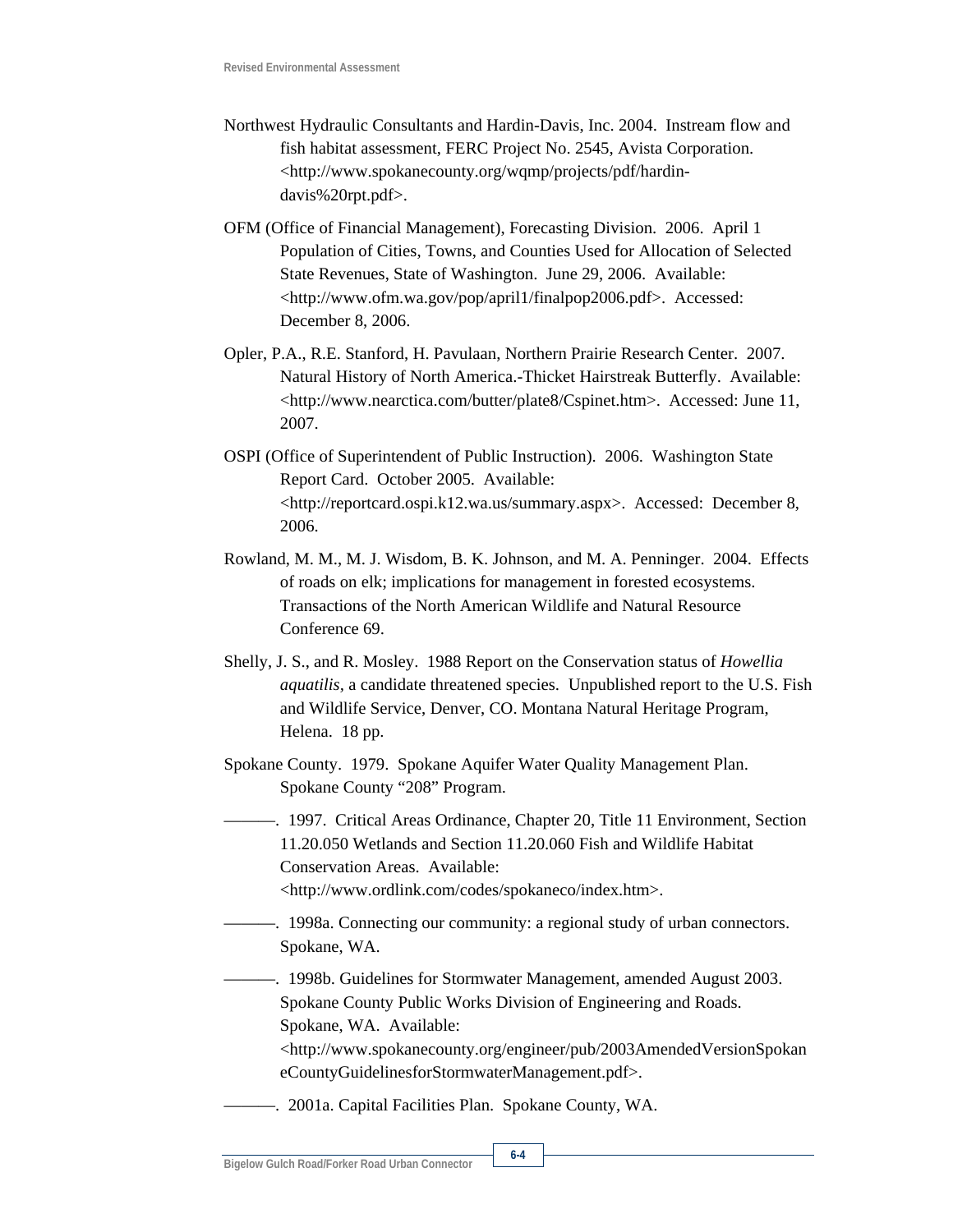Northwest Hydraulic Consultants and Hardin-Davis, Inc. 2004. Instream flow and fish habitat assessment, FERC Project No. 2545, Avista Corporation. <http://www.spokanecounty.org/wqmp/projects/pdf/hardin-davis%20rpt.pdf>.

OFM (Office of Financial Management), Forecasting Division. 2006. April 1 Population of Cities, Towns, and Counties Used for Allocation of Selected State Revenues, State of Washington. June 29, 2006. Available: <http://www.ofm.wa.gov/pop/april1/finalpop2006.pdf>. Accessed: December 8, 2006.

Opler, P.A., R.E. Stanford, H. Pavulaan, Northern Prairie Research Center. 2007. Natural History of North America.-Thicket Hairstreak Butterfly. Available: <http://www.nearctica.com/butter/plate8/Cspinet.htm>. Accessed: June 11, 2007.

OSPI (Office of Superintendent of Public Instruction). 2006. Washington State Report Card. October 2005. Available: <http://reportcard.ospi.k12.wa.us/summary.aspx>. Accessed: December 8, 2006.

Rowland, M. M., M. J. Wisdom, B. K. Johnson, and M. A. Penninger. 2004. Effects of roads on elk; implications for management in forested ecosystems. Transactions of the North American Wildlife and Natural Resource Conference 69.

Shelly, J. S., and R. Mosley. 1988 Report on the Conservation status of *Howellia aquatilis*, a candidate threatened species. Unpublished report to the U.S. Fish and Wildlife Service, Denver, CO. Montana Natural Heritage Program, Helena. 18 pp.

Spokane County. 1979. Spokane Aquifer Water Quality Management Plan. Spokane County "208" Program.

———. 1997. Critical Areas Ordinance, Chapter 20, Title 11 Environment, Section 11.20.050 Wetlands and Section 11.20.060 Fish and Wildlife Habitat Conservation Areas. Available: <http://www.ordlink.com/codes/spokaneco/index.htm>.

———. 1998a. Connecting our community: a regional study of urban connectors. Spokane, WA.

———. 1998b. Guidelines for Stormwater Management, amended August 2003. Spokane County Public Works Division of Engineering and Roads. Spokane, WA. Available: <http://www.spokanecounty.org/engineer/pub/2003AmendedVersionSpokaneCountyGuidelinesforStormwaterManagement.pdf>.

———. 2001a. Capital Facilities Plan. Spokane County, WA.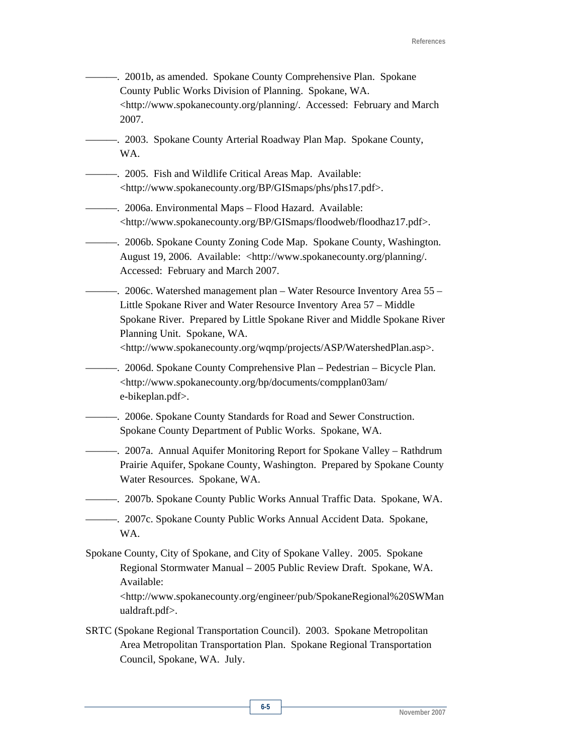———. 2001b, as amended. Spokane County Comprehensive Plan. Spokane County Public Works Division of Planning. Spokane, WA. <http://www.spokanecounty.org/planning/. Accessed: February and March 2007.

———. 2003. Spokane County Arterial Roadway Plan Map. Spokane County, WA.

———. 2005. Fish and Wildlife Critical Areas Map. Available: <http://www.spokanecounty.org/BP/GISmaps/phs/phs17.pdf>.

———. 2006a. Environmental Maps – Flood Hazard. Available: <http://www.spokanecounty.org/BP/GISmaps/floodweb/floodhaz17.pdf>.

———. 2006b. Spokane County Zoning Code Map. Spokane County, Washington. August 19, 2006. Available: <http://www.spokanecounty.org/planning/. Accessed: February and March 2007.

———. 2006c. Watershed management plan – Water Resource Inventory Area 55 – Little Spokane River and Water Resource Inventory Area 57 – Middle Spokane River. Prepared by Little Spokane River and Middle Spokane River Planning Unit. Spokane, WA. <http://www.spokanecounty.org/wqmp/projects/ASP/WatershedPlan.asp>.

———. 2006d. Spokane County Comprehensive Plan – Pedestrian – Bicycle Plan. <http://www.spokanecounty.org/bp/documents/compplan03am/e-bikeplan.pdf>.

———. 2006e. Spokane County Standards for Road and Sewer Construction. Spokane County Department of Public Works. Spokane, WA.

———. 2007a. Annual Aquifer Monitoring Report for Spokane Valley – Rathdrum Prairie Aquifer, Spokane County, Washington. Prepared by Spokane County Water Resources. Spokane, WA.

———. 2007b. Spokane County Public Works Annual Traffic Data. Spokane, WA.

———. 2007c. Spokane County Public Works Annual Accident Data. Spokane, WA.

Spokane County, City of Spokane, and City of Spokane Valley. 2005. Spokane Regional Stormwater Manual – 2005 Public Review Draft. Spokane, WA. Available: <http://www.spokanecounty.org/engineer/pub/SpokaneRegional%20SWManualdraft.pdf>.

SRTC (Spokane Regional Transportation Council). 2003. Spokane Metropolitan Area Metropolitan Transportation Plan. Spokane Regional Transportation Council, Spokane, WA. July.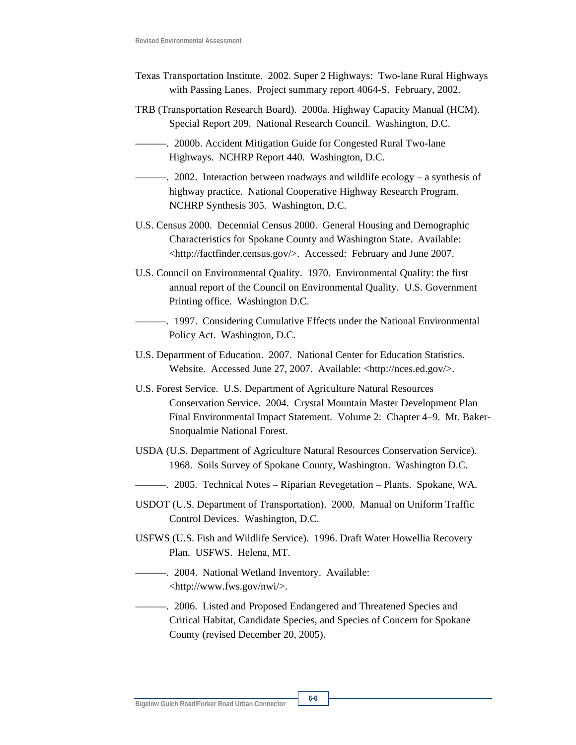Texas Transportation Institute. 2002. Super 2 Highways: Two-lane Rural Highways with Passing Lanes. Project summary report 4064-S. February, 2002.

TRB (Transportation Research Board). 2000a. Highway Capacity Manual (HCM). Special Report 209. National Research Council. Washington, D.C.

———. 2000b. Accident Mitigation Guide for Congested Rural Two-lane Highways. NCHRP Report 440. Washington, D.C.

———. 2002. Interaction between roadways and wildlife ecology – a synthesis of highway practice. National Cooperative Highway Research Program. NCHRP Synthesis 305. Washington, D.C.

U.S. Census 2000. Decennial Census 2000. General Housing and Demographic Characteristics for Spokane County and Washington State. Available: <http://factfinder.census.gov/>. Accessed: February and June 2007.

U.S. Council on Environmental Quality. 1970. Environmental Quality: the first annual report of the Council on Environmental Quality. U.S. Government Printing office. Washington D.C.

———. 1997. Considering Cumulative Effects under the National Environmental Policy Act. Washington, D.C.

U.S. Department of Education. 2007. National Center for Education Statistics. Website. Accessed June 27, 2007. Available: <http://nces.ed.gov/>.

U.S. Forest Service. U.S. Department of Agriculture Natural Resources Conservation Service. 2004. Crystal Mountain Master Development Plan Final Environmental Impact Statement. Volume 2: Chapter 4–9. Mt. Baker-Snoqualmie National Forest.

USDA (U.S. Department of Agriculture Natural Resources Conservation Service). 1968. Soils Survey of Spokane County, Washington. Washington D.C.

———. 2005. Technical Notes – Riparian Revegetation – Plants. Spokane, WA.

USDOT (U.S. Department of Transportation). 2000. Manual on Uniform Traffic Control Devices. Washington, D.C.

USFWS (U.S. Fish and Wildlife Service). 1996. Draft Water Howellia Recovery Plan. USFWS. Helena, MT.

———. 2004. National Wetland Inventory. Available: <http://www.fws.gov/nwi/>.

———. 2006. Listed and Proposed Endangered and Threatened Species and Critical Habitat, Candidate Species, and Species of Concern for Spokane County (revised December 20, 2005).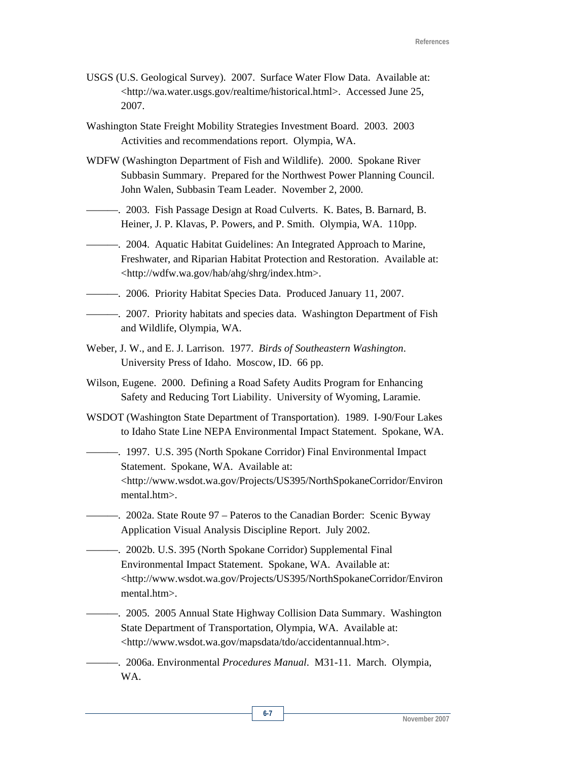USGS (U.S. Geological Survey). 2007. Surface Water Flow Data. Available at: <http://wa.water.usgs.gov/realtime/historical.html>. Accessed June 25, 2007.

Washington State Freight Mobility Strategies Investment Board. 2003. 2003 Activities and recommendations report. Olympia, WA.

WDFW (Washington Department of Fish and Wildlife). 2000. Spokane River Subbasin Summary. Prepared for the Northwest Power Planning Council. John Walen, Subbasin Team Leader. November 2, 2000.

———. 2003. Fish Passage Design at Road Culverts. K. Bates, B. Barnard, B. Heiner, J. P. Klavas, P. Powers, and P. Smith. Olympia, WA. 110pp.

———. 2004. Aquatic Habitat Guidelines: An Integrated Approach to Marine, Freshwater, and Riparian Habitat Protection and Restoration. Available at: <http://wdfw.wa.gov/hab/ahg/shrg/index.htm>.

———. 2006. Priority Habitat Species Data. Produced January 11, 2007.

———. 2007. Priority habitats and species data. Washington Department of Fish and Wildlife, Olympia, WA.

Weber, J. W., and E. J. Larrison. 1977. *Birds of Southeastern Washington*. University Press of Idaho. Moscow, ID. 66 pp.

Wilson, Eugene. 2000. Defining a Road Safety Audits Program for Enhancing Safety and Reducing Tort Liability. University of Wyoming, Laramie.

WSDOT (Washington State Department of Transportation). 1989. I-90/Four Lakes to Idaho State Line NEPA Environmental Impact Statement. Spokane, WA.

———. 1997. U.S. 395 (North Spokane Corridor) Final Environmental Impact Statement. Spokane, WA. Available at: <http://www.wsdot.wa.gov/Projects/US395/NorthSpokaneCorridor/Environmental.htm>.

———. 2002a. State Route 97 – Pateros to the Canadian Border: Scenic Byway Application Visual Analysis Discipline Report. July 2002.

———. 2002b. U.S. 395 (North Spokane Corridor) Supplemental Final Environmental Impact Statement. Spokane, WA. Available at: <http://www.wsdot.wa.gov/Projects/US395/NorthSpokaneCorridor/Environmental.htm>.

———. 2005. 2005 Annual State Highway Collision Data Summary. Washington State Department of Transportation, Olympia, WA. Available at: <http://www.wsdot.wa.gov/mapsdata/tdo/accidentannual.htm>.

———. 2006a. Environmental *Procedures Manual*. M31-11. March. Olympia, WA.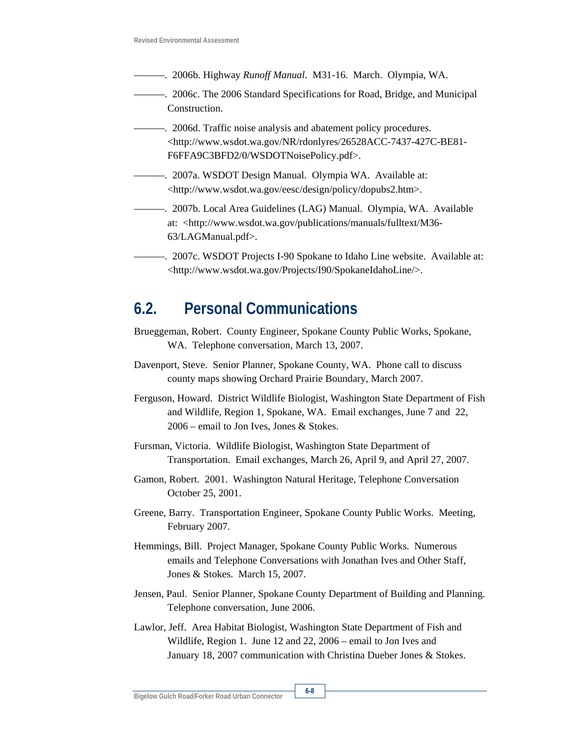———. 2006b. Highway *Runoff Manual*. M31-16. March. Olympia, WA.

———. 2006c. The 2006 Standard Specifications for Road, Bridge, and Municipal Construction.

———. 2006d. Traffic noise analysis and abatement policy procedures. <http://www.wsdot.wa.gov/NR/rdonlyres/26528ACC-7437-427C-BE81-F6FFA9C3BFD2/0/WSDOTNoisePolicy.pdf>.

———. 2007a. WSDOT Design Manual. Olympia WA. Available at: <http://www.wsdot.wa.gov/eesc/design/policy/dopubs2.htm>.

———. 2007b. Local Area Guidelines (LAG) Manual. Olympia, WA. Available at: <http://www.wsdot.wa.gov/publications/manuals/fulltext/M36-63/LAGManual.pdf>.

———. 2007c. WSDOT Projects I-90 Spokane to Idaho Line website. Available at: <http://www.wsdot.wa.gov/Projects/I90/SpokaneIdahoLine/>.

## 6.2. Personal Communications

Brueggeman, Robert. County Engineer, Spokane County Public Works, Spokane, WA. Telephone conversation, March 13, 2007.

Davenport, Steve. Senior Planner, Spokane County, WA. Phone call to discuss county maps showing Orchard Prairie Boundary, March 2007.

Ferguson, Howard. District Wildlife Biologist, Washington State Department of Fish and Wildlife, Region 1, Spokane, WA. Email exchanges, June 7 and 22, 2006 – email to Jon Ives, Jones & Stokes.

Fursman, Victoria. Wildlife Biologist, Washington State Department of Transportation. Email exchanges, March 26, April 9, and April 27, 2007.

Gamon, Robert. 2001. Washington Natural Heritage, Telephone Conversation October 25, 2001.

Greene, Barry. Transportation Engineer, Spokane County Public Works. Meeting, February 2007.

Hemmings, Bill. Project Manager, Spokane County Public Works. Numerous emails and Telephone Conversations with Jonathan Ives and Other Staff, Jones & Stokes. March 15, 2007.

Jensen, Paul. Senior Planner, Spokane County Department of Building and Planning. Telephone conversation, June 2006.

Lawlor, Jeff. Area Habitat Biologist, Washington State Department of Fish and Wildlife, Region 1. June 12 and 22, 2006 – email to Jon Ives and January 18, 2007 communication with Christina Dueber Jones & Stokes.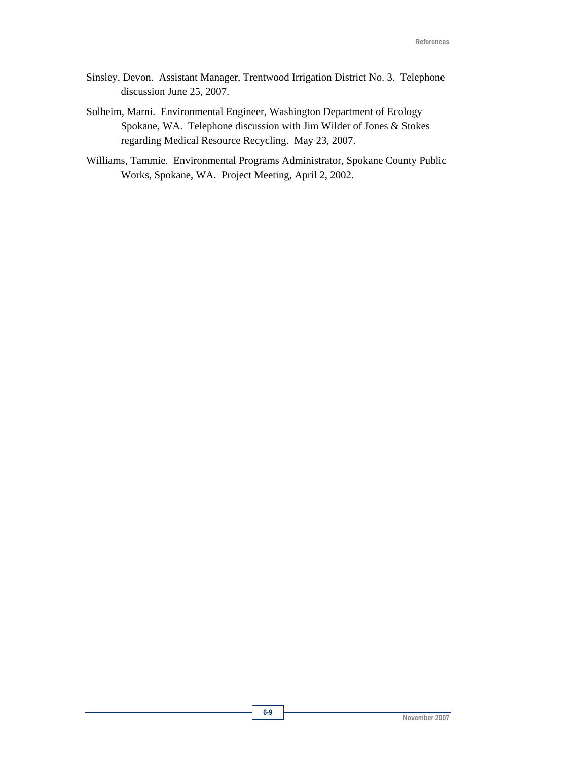Sinsley, Devon. Assistant Manager, Trentwood Irrigation District No. 3. Telephone discussion June 25, 2007.

Solheim, Marni. Environmental Engineer, Washington Department of Ecology Spokane, WA. Telephone discussion with Jim Wilder of Jones & Stokes regarding Medical Resource Recycling. May 23, 2007.

Williams, Tammie. Environmental Programs Administrator, Spokane County Public Works, Spokane, WA. Project Meeting, April 2, 2002.